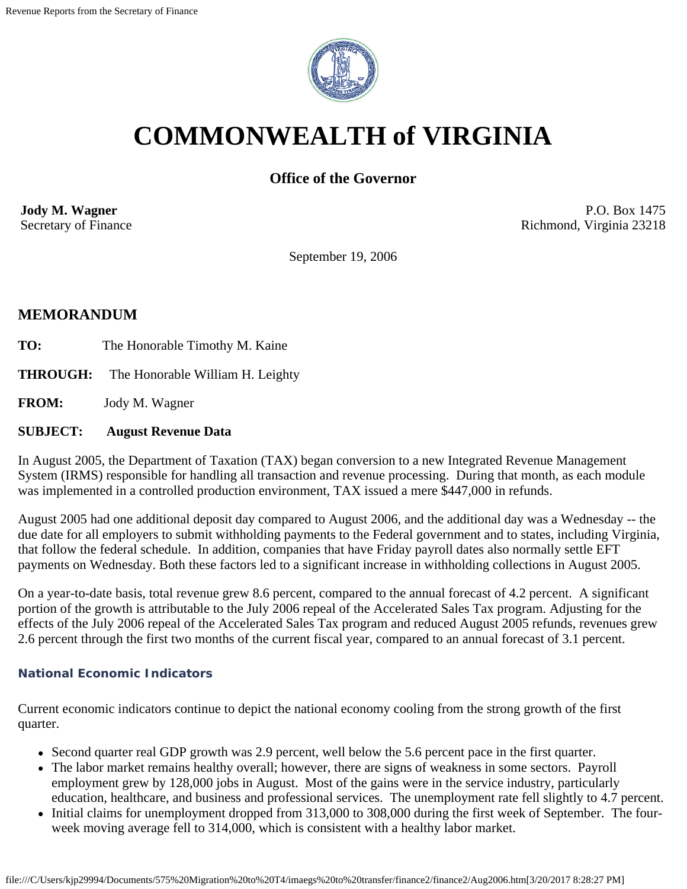# COMMONWEALTH of VIRGINIA

## Office of the Governor

**Jody M. Wagner**
Secretary of Finance

P.O. Box 1475
Richmond, Virginia 23218

September 19, 2006

## MEMORANDUM

**TO:** The Honorable Timothy M. Kaine

**THROUGH:** The Honorable William H. Leighty

**FROM:** Jody M. Wagner

**SUBJECT:** **August Revenue Data**

In August 2005, the Department of Taxation (TAX) began conversion to a new Integrated Revenue Management System (IRMS) responsible for handling all transaction and revenue processing. During that month, as each module was implemented in a controlled production environment, TAX issued a mere $447,000 in refunds.

August 2005 had one additional deposit day compared to August 2006, and the additional day was a Wednesday -- the due date for all employers to submit withholding payments to the Federal government and to states, including Virginia, that follow the federal schedule. In addition, companies that have Friday payroll dates also normally settle EFT payments on Wednesday. Both these factors led to a significant increase in withholding collections in August 2005.

On a year-to-date basis, total revenue grew 8.6 percent, compared to the annual forecast of 4.2 percent. A significant portion of the growth is attributable to the July 2006 repeal of the Accelerated Sales Tax program. Adjusting for the effects of the July 2006 repeal of the Accelerated Sales Tax program and reduced August 2005 refunds, revenues grew 2.6 percent through the first two months of the current fiscal year, compared to an annual forecast of 3.1 percent.

### National Economic Indicators

Current economic indicators continue to depict the national economy cooling from the strong growth of the first quarter.

- Second quarter real GDP growth was 2.9 percent, well below the 5.6 percent pace in the first quarter.
- The labor market remains healthy overall; however, there are signs of weakness in some sectors. Payroll employment grew by 128,000 jobs in August. Most of the gains were in the service industry, particularly education, healthcare, and business and professional services. The unemployment rate fell slightly to 4.7 percent.
- Initial claims for unemployment dropped from 313,000 to 308,000 during the first week of September. The four-week moving average fell to 314,000, which is consistent with a healthy labor market.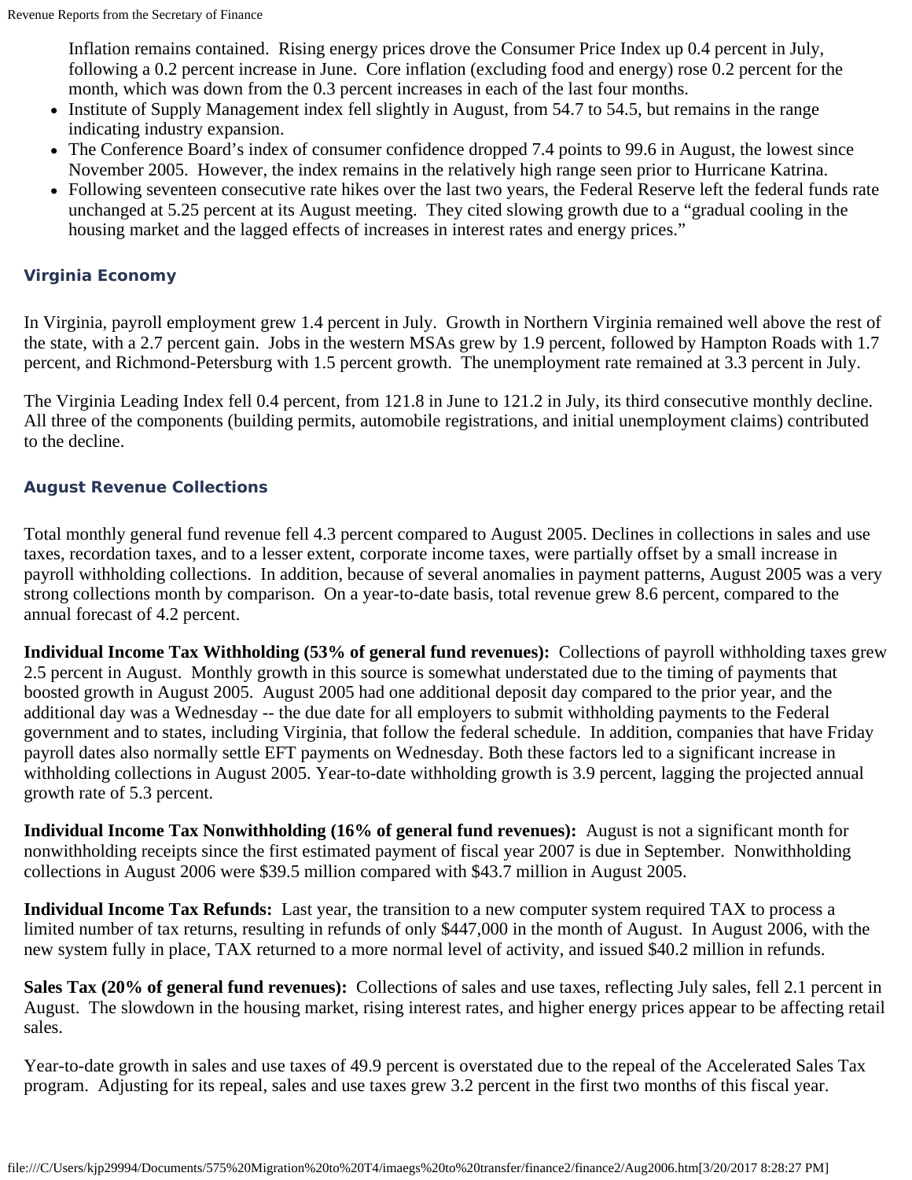Inflation remains contained. Rising energy prices drove the Consumer Price Index up 0.4 percent in July, following a 0.2 percent increase in June. Core inflation (excluding food and energy) rose 0.2 percent for the month, which was down from the 0.3 percent increases in each of the last four months.

- Institute of Supply Management index fell slightly in August, from 54.7 to 54.5, but remains in the range indicating industry expansion.
- The Conference Board's index of consumer confidence dropped 7.4 points to 99.6 in August, the lowest since November 2005. However, the index remains in the relatively high range seen prior to Hurricane Katrina.
- Following seventeen consecutive rate hikes over the last two years, the Federal Reserve left the federal funds rate unchanged at 5.25 percent at its August meeting. They cited slowing growth due to a "gradual cooling in the housing market and the lagged effects of increases in interest rates and energy prices."

### Virginia Economy

In Virginia, payroll employment grew 1.4 percent in July. Growth in Northern Virginia remained well above the rest of the state, with a 2.7 percent gain. Jobs in the western MSAs grew by 1.9 percent, followed by Hampton Roads with 1.7 percent, and Richmond-Petersburg with 1.5 percent growth. The unemployment rate remained at 3.3 percent in July.

The Virginia Leading Index fell 0.4 percent, from 121.8 in June to 121.2 in July, its third consecutive monthly decline. All three of the components (building permits, automobile registrations, and initial unemployment claims) contributed to the decline.

### August Revenue Collections

Total monthly general fund revenue fell 4.3 percent compared to August 2005. Declines in collections in sales and use taxes, recordation taxes, and to a lesser extent, corporate income taxes, were partially offset by a small increase in payroll withholding collections. In addition, because of several anomalies in payment patterns, August 2005 was a very strong collections month by comparison. On a year-to-date basis, total revenue grew 8.6 percent, compared to the annual forecast of 4.2 percent.

**Individual Income Tax Withholding (53% of general fund revenues):** Collections of payroll withholding taxes grew 2.5 percent in August. Monthly growth in this source is somewhat understated due to the timing of payments that boosted growth in August 2005. August 2005 had one additional deposit day compared to the prior year, and the additional day was a Wednesday -- the due date for all employers to submit withholding payments to the Federal government and to states, including Virginia, that follow the federal schedule. In addition, companies that have Friday payroll dates also normally settle EFT payments on Wednesday. Both these factors led to a significant increase in withholding collections in August 2005. Year-to-date withholding growth is 3.9 percent, lagging the projected annual growth rate of 5.3 percent.

**Individual Income Tax Nonwithholding (16% of general fund revenues):** August is not a significant month for nonwithholding receipts since the first estimated payment of fiscal year 2007 is due in September. Nonwithholding collections in August 2006 were $39.5 million compared with $43.7 million in August 2005.

**Individual Income Tax Refunds:** Last year, the transition to a new computer system required TAX to process a limited number of tax returns, resulting in refunds of only $447,000 in the month of August. In August 2006, with the new system fully in place, TAX returned to a more normal level of activity, and issued $40.2 million in refunds.

**Sales Tax (20% of general fund revenues):** Collections of sales and use taxes, reflecting July sales, fell 2.1 percent in August. The slowdown in the housing market, rising interest rates, and higher energy prices appear to be affecting retail sales.

Year-to-date growth in sales and use taxes of 49.9 percent is overstated due to the repeal of the Accelerated Sales Tax program. Adjusting for its repeal, sales and use taxes grew 3.2 percent in the first two months of this fiscal year.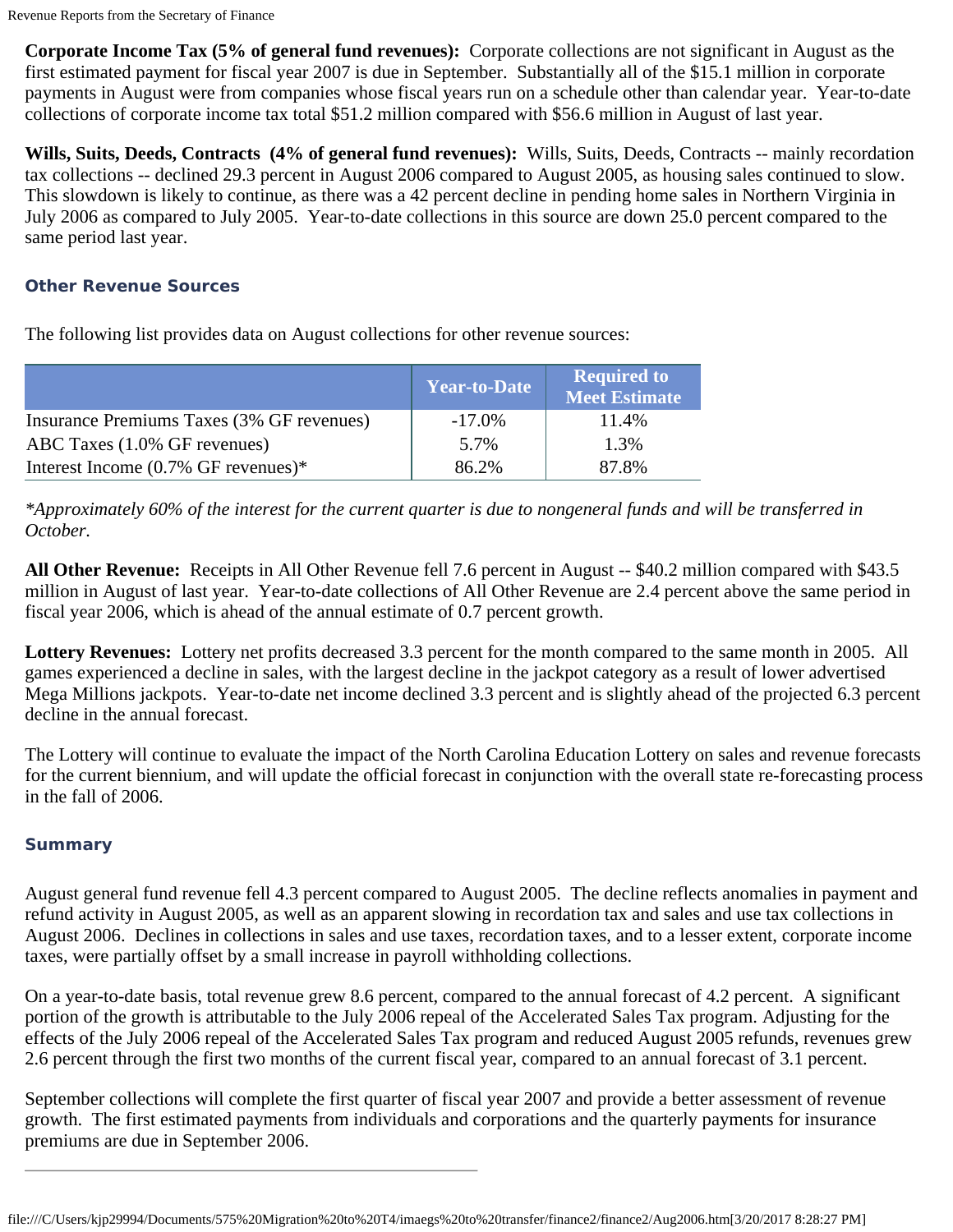**Corporate Income Tax (5% of general fund revenues):** Corporate collections are not significant in August as the first estimated payment for fiscal year 2007 is due in September. Substantially all of the $15.1 million in corporate payments in August were from companies whose fiscal years run on a schedule other than calendar year. Year-to-date collections of corporate income tax total $51.2 million compared with $56.6 million in August of last year.

**Wills, Suits, Deeds, Contracts (4% of general fund revenues):** Wills, Suits, Deeds, Contracts -- mainly recordation tax collections -- declined 29.3 percent in August 2006 compared to August 2005, as housing sales continued to slow. This slowdown is likely to continue, as there was a 42 percent decline in pending home sales in Northern Virginia in July 2006 as compared to July 2005. Year-to-date collections in this source are down 25.0 percent compared to the same period last year.

### Other Revenue Sources

The following list provides data on August collections for other revenue sources:

| | Year-to-Date | Required to Meet Estimate |
|---|---|---|
| Insurance Premiums Taxes (3% GF revenues) | -17.0% | 11.4% |
| ABC Taxes (1.0% GF revenues) | 5.7% | 1.3% |
| Interest Income (0.7% GF revenues)* | 86.2% | 87.8% |

*\*Approximately 60% of the interest for the current quarter is due to nongeneral funds and will be transferred in October.*

**All Other Revenue:** Receipts in All Other Revenue fell 7.6 percent in August -- $40.2 million compared with $43.5 million in August of last year. Year-to-date collections of All Other Revenue are 2.4 percent above the same period in fiscal year 2006, which is ahead of the annual estimate of 0.7 percent growth.

**Lottery Revenues:** Lottery net profits decreased 3.3 percent for the month compared to the same month in 2005. All games experienced a decline in sales, with the largest decline in the jackpot category as a result of lower advertised Mega Millions jackpots. Year-to-date net income declined 3.3 percent and is slightly ahead of the projected 6.3 percent decline in the annual forecast.

The Lottery will continue to evaluate the impact of the North Carolina Education Lottery on sales and revenue forecasts for the current biennium, and will update the official forecast in conjunction with the overall state re-forecasting process in the fall of 2006.

### Summary

August general fund revenue fell 4.3 percent compared to August 2005. The decline reflects anomalies in payment and refund activity in August 2005, as well as an apparent slowing in recordation tax and sales and use tax collections in August 2006. Declines in collections in sales and use taxes, recordation taxes, and to a lesser extent, corporate income taxes, were partially offset by a small increase in payroll withholding collections.

On a year-to-date basis, total revenue grew 8.6 percent, compared to the annual forecast of 4.2 percent. A significant portion of the growth is attributable to the July 2006 repeal of the Accelerated Sales Tax program. Adjusting for the effects of the July 2006 repeal of the Accelerated Sales Tax program and reduced August 2005 refunds, revenues grew 2.6 percent through the first two months of the current fiscal year, compared to an annual forecast of 3.1 percent.

September collections will complete the first quarter of fiscal year 2007 and provide a better assessment of revenue growth. The first estimated payments from individuals and corporations and the quarterly payments for insurance premiums are due in September 2006.

---